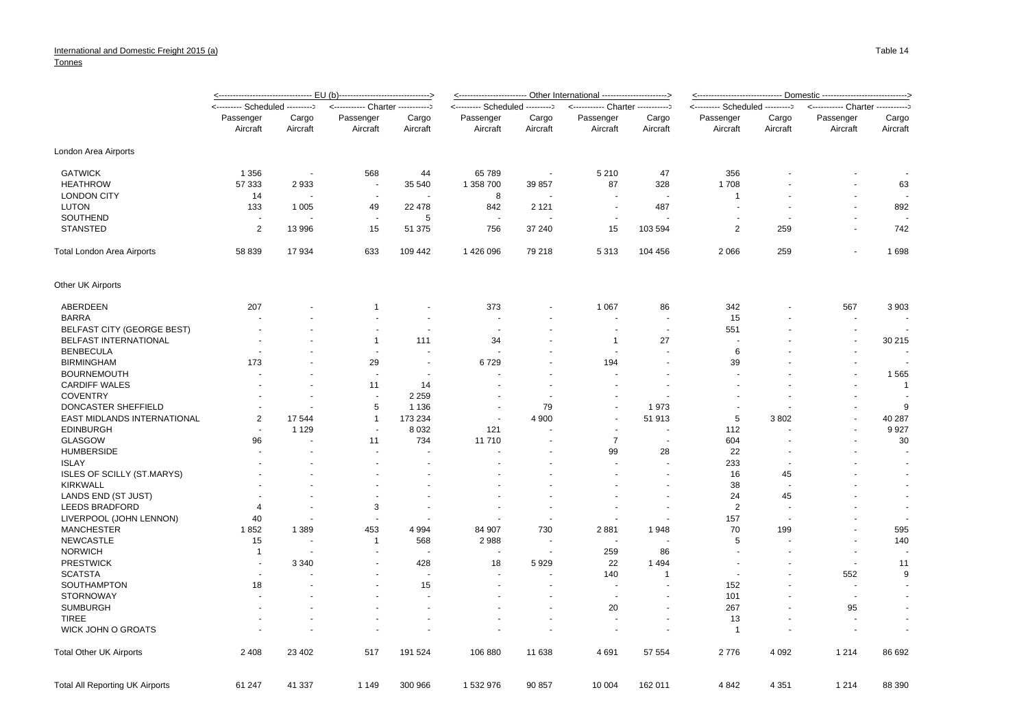International and Domestic Freight 2015 (a)

Tonnes

Table 14

| | EU (b) | | | | Other International | | | | Domestic | | | |
|---|---|---|---|---|---|---|---|---|---|---|---|---|
| | Scheduled | | Charter | | Scheduled | | Charter | | Scheduled | | Charter | |
| | Passenger Aircraft | Cargo Aircraft | Passenger Aircraft | Cargo Aircraft | Passenger Aircraft | Cargo Aircraft | Passenger Aircraft | Cargo Aircraft | Passenger Aircraft | Cargo Aircraft | Passenger Aircraft | Cargo Aircraft |
| London Area Airports | | | | | | | | | | | | |
| GATWICK | 1 356 | - | 568 | 44 | 65 789 | - | 5 210 | 47 | 356 | - | - | - |
| HEATHROW | 57 333 | 2 933 | - | 35 540 | 1 358 700 | 39 857 | 87 | 328 | 1 708 | - | - | 63 |
| LONDON CITY | 14 | - | - | - | 8 | - | - | - | 1 | - | - | - |
| LUTON | 133 | 1 005 | 49 | 22 478 | 842 | 2 121 | - | 487 | - | - | - | 892 |
| SOUTHEND | - | - | - | 5 | - | - | - | - | - | - | - | - |
| STANSTED | 2 | 13 996 | 15 | 51 375 | 756 | 37 240 | 15 | 103 594 | 2 | 259 | - | 742 |
| Total London Area Airports | 58 839 | 17 934 | 633 | 109 442 | 1 426 096 | 79 218 | 5 313 | 104 456 | 2 066 | 259 | - | 1 698 |
| Other UK Airports | | | | | | | | | | | | |
| ABERDEEN | 207 | - | 1 | - | 373 | - | 1 067 | 86 | 342 | - | 567 | 3 903 |
| BARRA | - | - | - | - | - | - | - | - | 15 | - | - | - |
| BELFAST CITY (GEORGE BEST) | - | - | - | - | - | - | - | - | 551 | - | - | - |
| BELFAST INTERNATIONAL | - | - | 1 | 111 | 34 | - | 1 | 27 | - | - | - | 30 215 |
| BENBECULA | - | - | - | - | - | - | - | - | 6 | - | - | - |
| BIRMINGHAM | 173 | - | 29 | - | 6 729 | - | 194 | - | 39 | - | - | - |
| BOURNEMOUTH | - | - | - | - | - | - | - | - | - | - | - | 1 565 |
| CARDIFF WALES | - | - | 11 | 14 | - | - | - | - | - | - | - | 1 |
| COVENTRY | - | - | - | 2 259 | - | - | - | - | - | - | - | - |
| DONCASTER SHEFFIELD | - | - | 5 | 1 136 | - | 79 | - | 1 973 | - | - | - | 9 |
| EAST MIDLANDS INTERNATIONAL | 2 | 17 544 | 1 | 173 234 | - | 4 900 | - | 51 913 | 5 | 3 802 | - | 40 287 |
| EDINBURGH | - | 1 129 | - | 8 032 | 121 | - | - | - | 112 | - | - | 9 927 |
| GLASGOW | 96 | - | 11 | 734 | 11 710 | - | 7 | - | 604 | - | - | 30 |
| HUMBERSIDE | - | - | - | - | - | - | 99 | 28 | 22 | - | - | - |
| ISLAY | - | - | - | - | - | - | - | - | 233 | - | - | - |
| ISLES OF SCILLY (ST.MARYS) | - | - | - | - | - | - | - | - | 16 | 45 | - | - |
| KIRKWALL | - | - | - | - | - | - | - | - | 38 | - | - | - |
| LANDS END (ST JUST) | - | - | - | - | - | - | - | - | 24 | 45 | - | - |
| LEEDS BRADFORD | 4 | - | 3 | - | - | - | - | - | 2 | - | - | - |
| LIVERPOOL (JOHN LENNON) | 40 | - | - | - | - | - | - | - | 157 | - | - | - |
| MANCHESTER | 1 852 | 1 389 | 453 | 4 994 | 84 907 | 730 | 2 881 | 1 948 | 70 | 199 | - | 595 |
| NEWCASTLE | 15 | - | 1 | 568 | 2 988 | - | - | - | 5 | - | - | 140 |
| NORWICH | 1 | - | - | - | - | - | 259 | 86 | - | - | - | - |
| PRESTWICK | - | 3 340 | - | 428 | 18 | 5 929 | 22 | 1 494 | - | - | - | 11 |
| SCATSTA | - | - | - | - | - | - | 140 | 1 | - | - | 552 | 9 |
| SOUTHAMPTON | 18 | - | - | 15 | - | - | - | - | 152 | - | - | - |
| STORNOWAY | - | - | - | - | - | - | - | - | 101 | - | - | - |
| SUMBURGH | - | - | - | - | - | - | 20 | - | 267 | - | 95 | - |
| TIREE | - | - | - | - | - | - | - | - | 13 | - | - | - |
| WICK JOHN O GROATS | - | - | - | - | - | - | - | - | 1 | - | - | - |
| Total Other UK Airports | 2 408 | 23 402 | 517 | 191 524 | 106 880 | 11 638 | 4 691 | 57 554 | 2 776 | 4 092 | 1 214 | 86 692 |
| Total All Reporting UK Airports | 61 247 | 41 337 | 1 149 | 300 966 | 1 532 976 | 90 857 | 10 004 | 162 011 | 4 842 | 4 351 | 1 214 | 88 390 |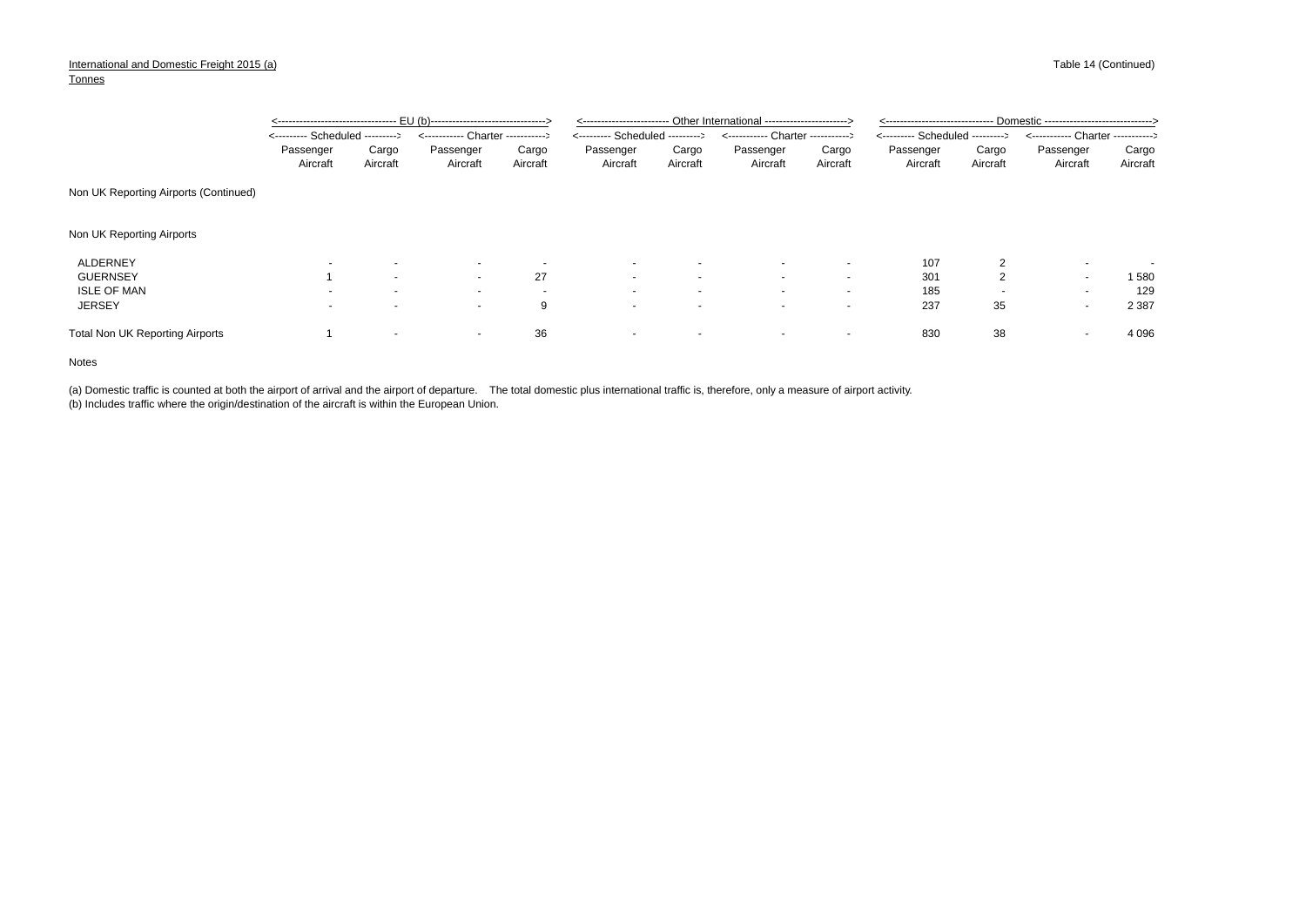International and Domestic Freight 2015 (a)

Tonnes

Table 14 (Continued)

| | EU (b) | | | | Other International | | | | Domestic | | | |
|---|---|---|---|---|---|---|---|---|---|---|---|---|
| | Scheduled | | Charter | | Scheduled | | Charter | | Scheduled | | Charter | |
| | Passenger Aircraft | Cargo Aircraft | Passenger Aircraft | Cargo Aircraft | Passenger Aircraft | Cargo Aircraft | Passenger Aircraft | Cargo Aircraft | Passenger Aircraft | Cargo Aircraft | Passenger Aircraft | Cargo Aircraft |
| Non UK Reporting Airports (Continued) | | | | | | | | | | | | |
| Non UK Reporting Airports | | | | | | | | | | | | |
| ALDERNEY | - | - | - | - | - | - | - | - | 107 | 2 | - | - |
| GUERNSEY | 1 | - | - | 27 | - | - | - | - | 301 | 2 | - | 1 580 |
| ISLE OF MAN | - | - | - | - | - | - | - | - | 185 | - | - | 129 |
| JERSEY | - | - | - | 9 | - | - | - | - | 237 | 35 | - | 2 387 |
| Total Non UK Reporting Airports | 1 | - | - | 36 | - | - | - | - | 830 | 38 | - | 4 096 |

Notes

(a) Domestic traffic is counted at both the airport of arrival and the airport of departure. The total domestic plus international traffic is, therefore, only a measure of airport activity.
(b) Includes traffic where the origin/destination of the aircraft is within the European Union.